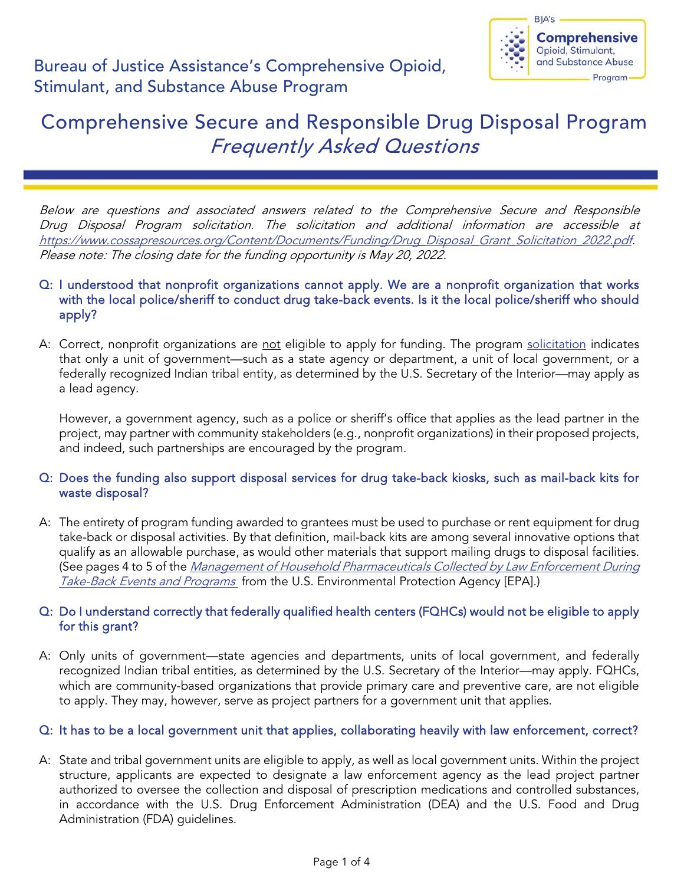Bureau of Justice Assistance's Comprehensive Opioid, Stimulant, and Substance Abuse Program

BJA's Comprehensive Opioid, Stimulant, and Substance Abuse Program

# Comprehensive Secure and Responsible Drug Disposal Program *Frequently Asked Questions*

*Below are questions and associated answers related to the Comprehensive Secure and Responsible Drug Disposal Program solicitation. The solicitation and additional information are accessible at https://www.cossaresources.org/Content/Documents/Funding/Drug_Disposal_Grant_Solicitation_2022.pdf. Please note: The closing date for the funding opportunity is May 20, 2022.*

**Q: I understood that nonprofit organizations cannot apply. We are a nonprofit organization that works with the local police/sheriff to conduct drug take-back events. Is it the local police/sheriff who should apply?**

A: Correct, nonprofit organizations are not eligible to apply for funding. The program solicitation indicates that only a unit of government—such as a state agency or department, a unit of local government, or a federally recognized Indian tribal entity, as determined by the U.S. Secretary of the Interior—may apply as a lead agency.

However, a government agency, such as a police or sheriff's office that applies as the lead partner in the project, may partner with community stakeholders (e.g., nonprofit organizations) in their proposed projects, and indeed, such partnerships are encouraged by the program.

**Q: Does the funding also support disposal services for drug take-back kiosks, such as mail-back kits for waste disposal?**

A: The entirety of program funding awarded to grantees must be used to purchase or rent equipment for drug take-back or disposal activities. By that definition, mail-back kits are among several innovative options that qualify as an allowable purchase, as would other materials that support mailing drugs to disposal facilities. (See pages 4 to 5 of the *Management of Household Pharmaceuticals Collected by Law Enforcement During Take-Back Events and Programs* from the U.S. Environmental Protection Agency [EPA].)

**Q: Do I understand correctly that federally qualified health centers (FQHCs) would not be eligible to apply for this grant?**

A: Only units of government—state agencies and departments, units of local government, and federally recognized Indian tribal entities, as determined by the U.S. Secretary of the Interior—may apply. FQHCs, which are community-based organizations that provide primary care and preventive care, are not eligible to apply. They may, however, serve as project partners for a government unit that applies.

**Q: It has to be a local government unit that applies, collaborating heavily with law enforcement, correct?**

A: State and tribal government units are eligible to apply, as well as local government units. Within the project structure, applicants are expected to designate a law enforcement agency as the lead project partner authorized to oversee the collection and disposal of prescription medications and controlled substances, in accordance with the U.S. Drug Enforcement Administration (DEA) and the U.S. Food and Drug Administration (FDA) guidelines.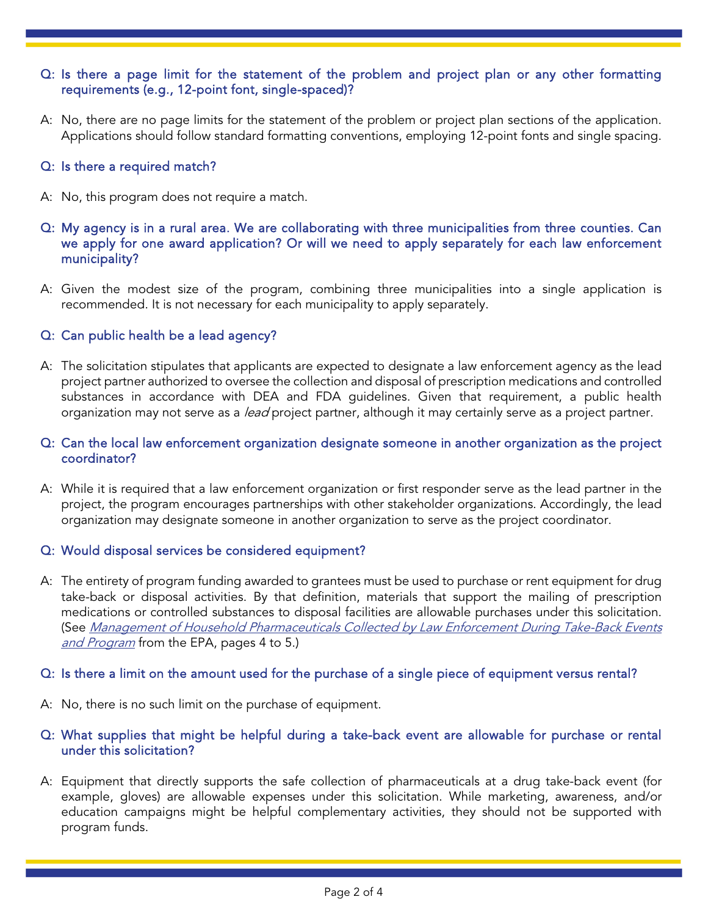**Q: Is there a page limit for the statement of the problem and project plan or any other formatting requirements (e.g., 12-point font, single-spaced)?**

A: No, there are no page limits for the statement of the problem or project plan sections of the application. Applications should follow standard formatting conventions, employing 12-point fonts and single spacing.

**Q: Is there a required match?**

A: No, this program does not require a match.

**Q: My agency is in a rural area. We are collaborating with three municipalities from three counties. Can we apply for one award application? Or will we need to apply separately for each law enforcement municipality?**

A: Given the modest size of the program, combining three municipalities into a single application is recommended. It is not necessary for each municipality to apply separately.

**Q: Can public health be a lead agency?**

A: The solicitation stipulates that applicants are expected to designate a law enforcement agency as the lead project partner authorized to oversee the collection and disposal of prescription medications and controlled substances in accordance with DEA and FDA guidelines. Given that requirement, a public health organization may not serve as a *lead* project partner, although it may certainly serve as a project partner.

**Q: Can the local law enforcement organization designate someone in another organization as the project coordinator?**

A: While it is required that a law enforcement organization or first responder serve as the lead partner in the project, the program encourages partnerships with other stakeholder organizations. Accordingly, the lead organization may designate someone in another organization to serve as the project coordinator.

**Q: Would disposal services be considered equipment?**

A: The entirety of program funding awarded to grantees must be used to purchase or rent equipment for drug take-back or disposal activities. By that definition, materials that support the mailing of prescription medications or controlled substances to disposal facilities are allowable purchases under this solicitation. (See *Management of Household Pharmaceuticals Collected by Law Enforcement During Take-Back Events and Program* from the EPA, pages 4 to 5.)

**Q: Is there a limit on the amount used for the purchase of a single piece of equipment versus rental?**

A: No, there is no such limit on the purchase of equipment.

**Q: What supplies that might be helpful during a take-back event are allowable for purchase or rental under this solicitation?**

A: Equipment that directly supports the safe collection of pharmaceuticals at a drug take-back event (for example, gloves) are allowable expenses under this solicitation. While marketing, awareness, and/or education campaigns might be helpful complementary activities, they should not be supported with program funds.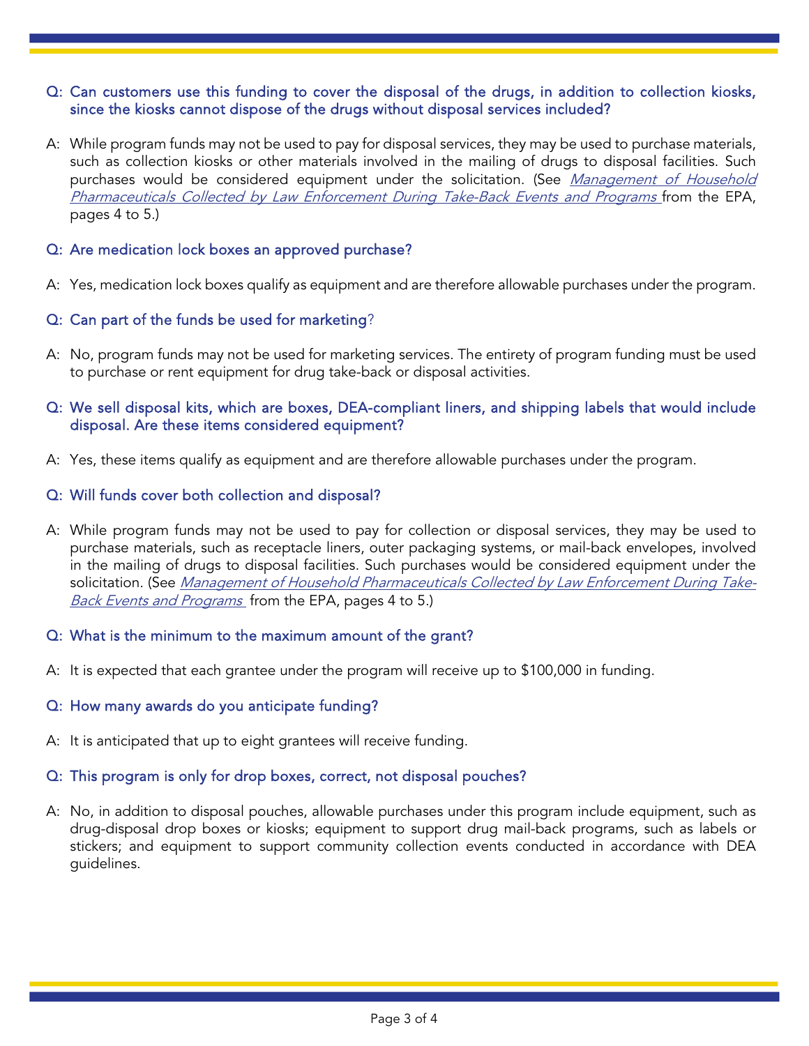**Q: Can customers use this funding to cover the disposal of the drugs, in addition to collection kiosks, since the kiosks cannot dispose of the drugs without disposal services included?**

A: While program funds may not be used to pay for disposal services, they may be used to purchase materials, such as collection kiosks or other materials involved in the mailing of drugs to disposal facilities. Such purchases would be considered equipment under the solicitation. (See *Management of Household Pharmaceuticals Collected by Law Enforcement During Take-Back Events and Programs* from the EPA, pages 4 to 5.)

**Q: Are medication lock boxes an approved purchase?**

A: Yes, medication lock boxes qualify as equipment and are therefore allowable purchases under the program.

**Q: Can part of the funds be used for marketing?**

A: No, program funds may not be used for marketing services. The entirety of program funding must be used to purchase or rent equipment for drug take-back or disposal activities.

**Q: We sell disposal kits, which are boxes, DEA-compliant liners, and shipping labels that would include disposal. Are these items considered equipment?**

A: Yes, these items qualify as equipment and are therefore allowable purchases under the program.

**Q: Will funds cover both collection and disposal?**

A: While program funds may not be used to pay for collection or disposal services, they may be used to purchase materials, such as receptacle liners, outer packaging systems, or mail-back envelopes, involved in the mailing of drugs to disposal facilities. Such purchases would be considered equipment under the solicitation. (See *Management of Household Pharmaceuticals Collected by Law Enforcement During Take-Back Events and Programs* from the EPA, pages 4 to 5.)

**Q: What is the minimum to the maximum amount of the grant?**

A: It is expected that each grantee under the program will receive up to $100,000 in funding.

**Q: How many awards do you anticipate funding?**

A: It is anticipated that up to eight grantees will receive funding.

**Q: This program is only for drop boxes, correct, not disposal pouches?**

A: No, in addition to disposal pouches, allowable purchases under this program include equipment, such as drug-disposal drop boxes or kiosks; equipment to support drug mail-back programs, such as labels or stickers; and equipment to support community collection events conducted in accordance with DEA guidelines.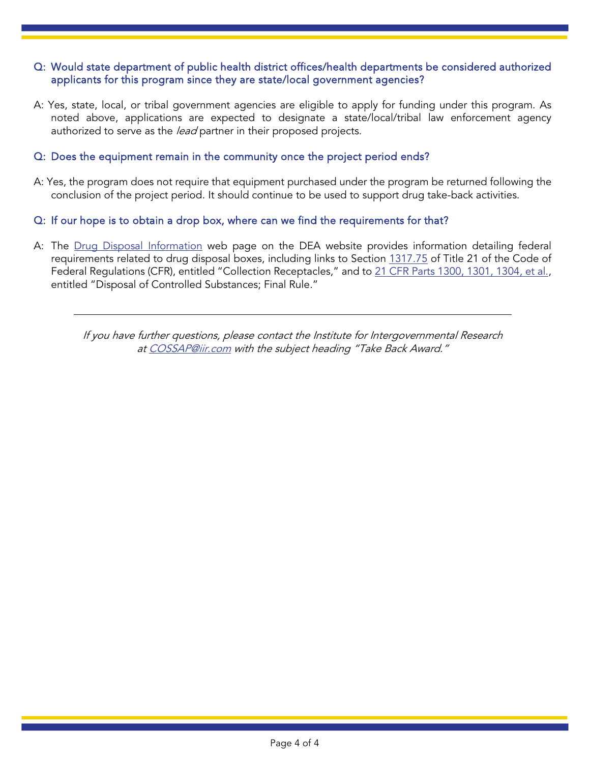**Q: Would state department of public health district offices/health departments be considered authorized applicants for this program since they are state/local government agencies?**

A: Yes, state, local, or tribal government agencies are eligible to apply for funding under this program. As noted above, applications are expected to designate a state/local/tribal law enforcement agency authorized to serve as the *lead* partner in their proposed projects.

**Q: Does the equipment remain in the community once the project period ends?**

A: Yes, the program does not require that equipment purchased under the program be returned following the conclusion of the project period. It should continue to be used to support drug take-back activities.

**Q: If our hope is to obtain a drop box, where can we find the requirements for that?**

A: The Drug Disposal Information web page on the DEA website provides information detailing federal requirements related to drug disposal boxes, including links to Section 1317.75 of Title 21 of the Code of Federal Regulations (CFR), entitled "Collection Receptacles," and to 21 CFR Parts 1300, 1301, 1304, et al., entitled "Disposal of Controlled Substances; Final Rule."

---

*If you have further questions, please contact the Institute for Intergovernmental Research at COSSAP@iir.com with the subject heading "Take Back Award."*